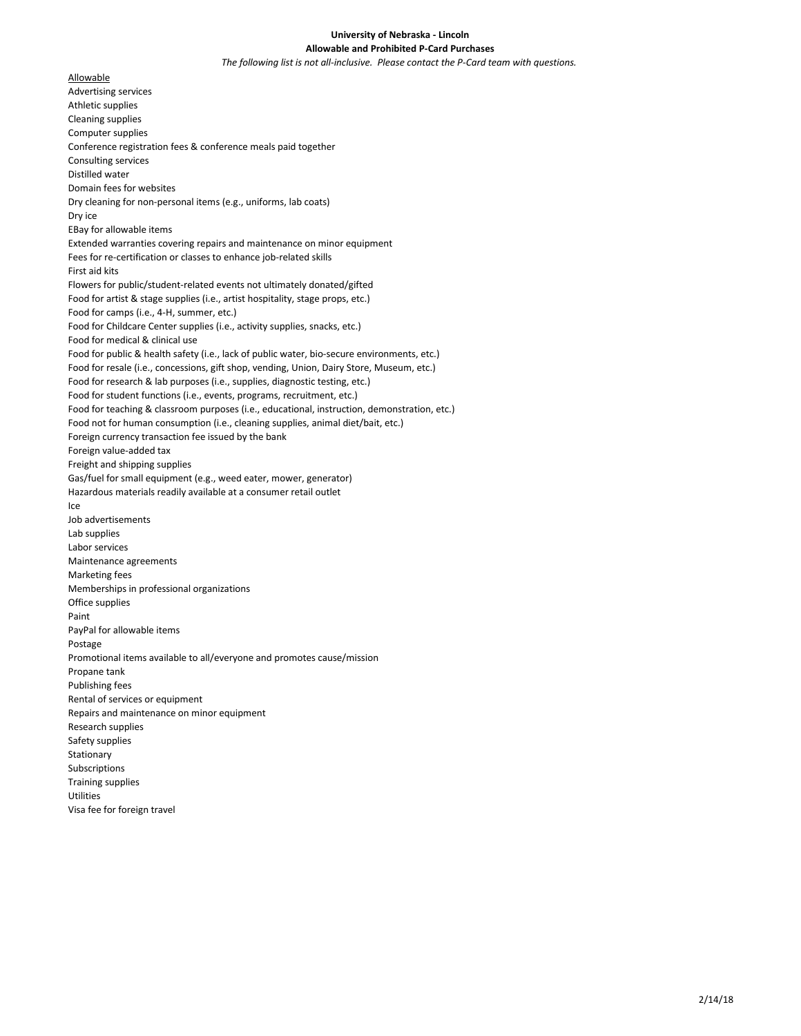**University of Nebraska - Lincoln**

**Allowable and Prohibited P-Card Purchases**

*The following list is not all-inclusive. Please contact the P-Card team with questions.*

<u>Allowable</u>

Advertising services
Athletic supplies
Cleaning supplies
Computer supplies
Conference registration fees & conference meals paid together
Consulting services
Distilled water
Domain fees for websites
Dry cleaning for non-personal items (e.g., uniforms, lab coats)
Dry ice
EBay for allowable items
Extended warranties covering repairs and maintenance on minor equipment
Fees for re-certification or classes to enhance job-related skills
First aid kits
Flowers for public/student-related events not ultimately donated/gifted
Food for artist & stage supplies (i.e., artist hospitality, stage props, etc.)
Food for camps (i.e., 4-H, summer, etc.)
Food for Childcare Center supplies (i.e., activity supplies, snacks, etc.)
Food for medical & clinical use
Food for public & health safety (i.e., lack of public water, bio-secure environments, etc.)
Food for resale (i.e., concessions, gift shop, vending, Union, Dairy Store, Museum, etc.)
Food for research & lab purposes (i.e., supplies, diagnostic testing, etc.)
Food for student functions (i.e., events, programs, recruitment, etc.)
Food for teaching & classroom purposes (i.e., educational, instruction, demonstration, etc.)
Food not for human consumption (i.e., cleaning supplies, animal diet/bait, etc.)
Foreign currency transaction fee issued by the bank
Foreign value-added tax
Freight and shipping supplies
Gas/fuel for small equipment (e.g., weed eater, mower, generator)
Hazardous materials readily available at a consumer retail outlet
Ice
Job advertisements
Lab supplies
Labor services
Maintenance agreements
Marketing fees
Memberships in professional organizations
Office supplies
Paint
PayPal for allowable items
Postage
Promotional items available to all/everyone and promotes cause/mission
Propane tank
Publishing fees
Rental of services or equipment
Repairs and maintenance on minor equipment
Research supplies
Safety supplies
Stationary
Subscriptions
Training supplies
Utilities
Visa fee for foreign travel

2/14/18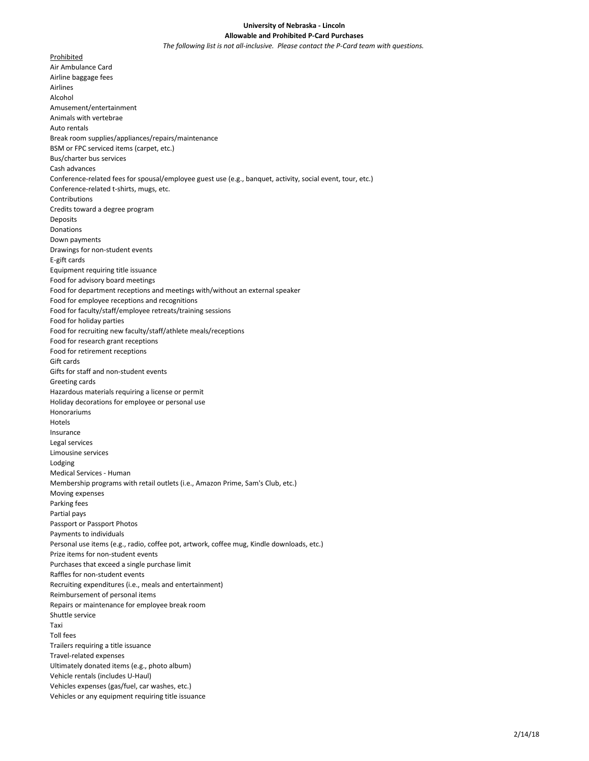**University of Nebraska - Lincoln**

**Allowable and Prohibited P-Card Purchases**

*The following list is not all-inclusive. Please contact the P-Card team with questions.*

Prohibited

Air Ambulance Card
Airline baggage fees
Airlines
Alcohol
Amusement/entertainment
Animals with vertebrae
Auto rentals
Break room supplies/appliances/repairs/maintenance
BSM or FPC serviced items (carpet, etc.)
Bus/charter bus services
Cash advances
Conference-related fees for spousal/employee guest use (e.g., banquet, activity, social event, tour, etc.)
Conference-related t-shirts, mugs, etc.
Contributions
Credits toward a degree program
Deposits
Donations
Down payments
Drawings for non-student events
E-gift cards
Equipment requiring title issuance
Food for advisory board meetings
Food for department receptions and meetings with/without an external speaker
Food for employee receptions and recognitions
Food for faculty/staff/employee retreats/training sessions
Food for holiday parties
Food for recruiting new faculty/staff/athlete meals/receptions
Food for research grant receptions
Food for retirement receptions
Gift cards
Gifts for staff and non-student events
Greeting cards
Hazardous materials requiring a license or permit
Holiday decorations for employee or personal use
Honorariums
Hotels
Insurance
Legal services
Limousine services
Lodging
Medical Services - Human
Membership programs with retail outlets (i.e., Amazon Prime, Sam's Club, etc.)
Moving expenses
Parking fees
Partial pays
Passport or Passport Photos
Payments to individuals
Personal use items (e.g., radio, coffee pot, artwork, coffee mug, Kindle downloads, etc.)
Prize items for non-student events
Purchases that exceed a single purchase limit
Raffles for non-student events
Recruiting expenditures (i.e., meals and entertainment)
Reimbursement of personal items
Repairs or maintenance for employee break room
Shuttle service
Taxi
Toll fees
Trailers requiring a title issuance
Travel-related expenses
Ultimately donated items (e.g., photo album)
Vehicle rentals (includes U-Haul)
Vehicles expenses (gas/fuel, car washes, etc.)
Vehicles or any equipment requiring title issuance

2/14/18